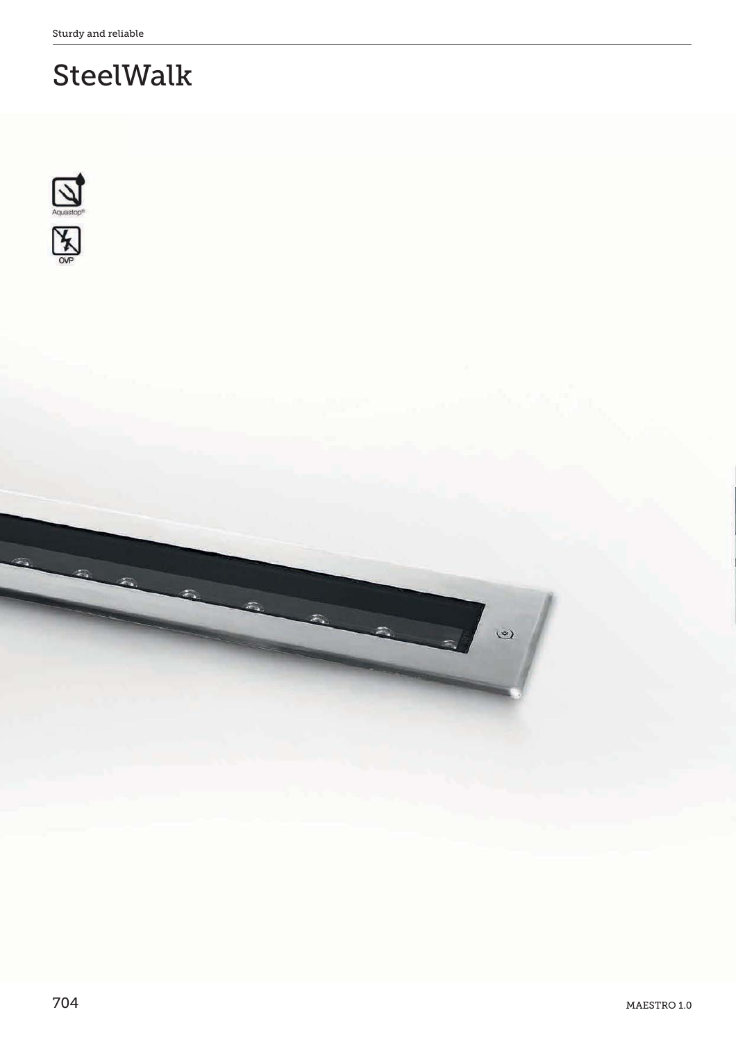# SteelWalk

Aquastop®

OVP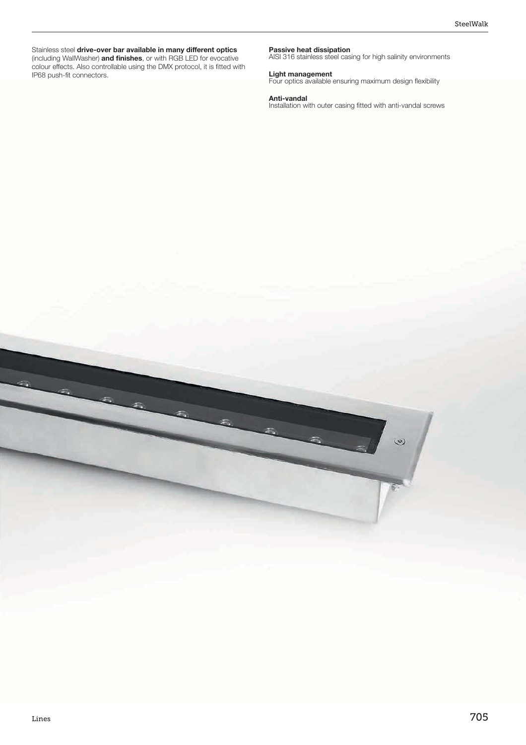Stainless steel **drive-over bar available in many different optics** (including WallWasher) **and finishes**, or with RGB LED for evocative colour effects. Also controllable using the DMX protocol, it is fitted with IP68 push-fit connectors.

**Passive heat dissipation**
AISI 316 stainless steel casing for high salinity environments

**Light management**
Four optics available ensuring maximum design flexibility

**Anti-vandal**
Installation with outer casing fitted with anti-vandal screws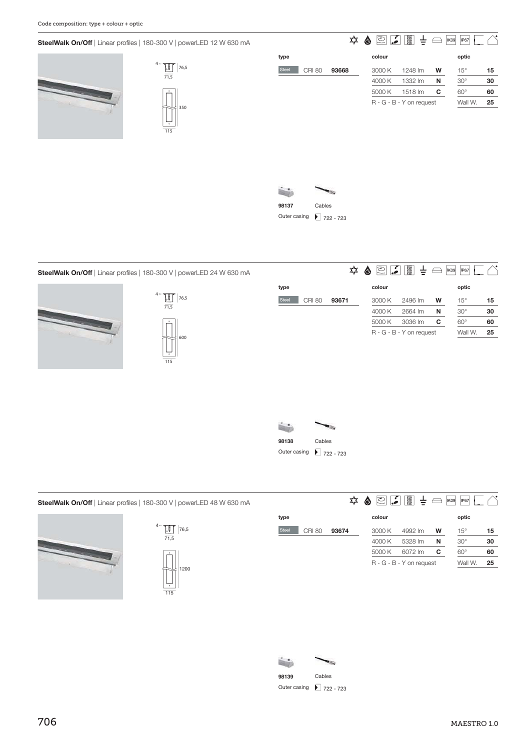Code composition: type + colour + optic

## SteelWalk On/Off | Linear profiles | 180-300 V | powerLED 12 W 630 mA

4 | 76,5 | 71,5 | 350 | 115

| type | | | colour | | | optic | |
|---|---|---|---|---|---|---|---|
| Steel | CRI 80 | **93668** | 3000 K | 1248 lm | **W** | 15° | **15** |
| | | | 4000 K | 1332 lm | **N** | 30° | **30** |
| | | | 5000 K | 1518 lm | **C** | 60° | **60** |
| | | | R - G - B - Y on request | | | Wall W. | **25** |

**98137** Outer casing

Cables 722 - 723

## SteelWalk On/Off | Linear profiles | 180-300 V | powerLED 24 W 630 mA

4 | 76,5 | 71,5 | 600 | 115

| type | | | colour | | | optic | |
|---|---|---|---|---|---|---|---|
| Steel | CRI 80 | **93671** | 3000 K | 2496 lm | **W** | 15° | **15** |
| | | | 4000 K | 2664 lm | **N** | 30° | **30** |
| | | | 5000 K | 3036 lm | **C** | 60° | **60** |
| | | | R - G - B - Y on request | | | Wall W. | **25** |

**98138** Outer casing

Cables 722 - 723

## SteelWalk On/Off | Linear profiles | 180-300 V | powerLED 48 W 630 mA

4 | 76,5 | 71,5 | 1200 | 115

| type | | | colour | | | optic | |
|---|---|---|---|---|---|---|---|
| Steel | CRI 80 | **93674** | 3000 K | 4992 lm | **W** | 15° | **15** |
| | | | 4000 K | 5328 lm | **N** | 30° | **30** |
| | | | 5000 K | 6072 lm | **C** | 60° | **60** |
| | | | R - G - B - Y on request | | | Wall W. | **25** |

**98139** Outer casing

Cables 722 - 723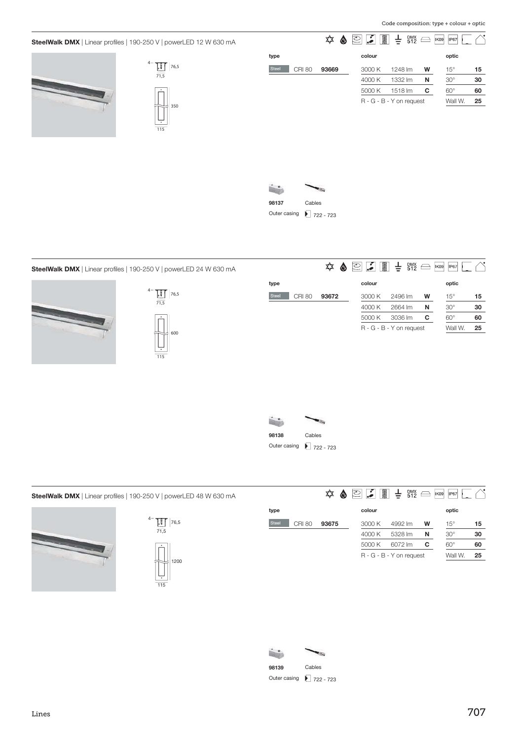Code composition: type + colour + optic

## SteelWalk DMX | Linear profiles | 190-250 V | powerLED 12 W 630 mA

DMX 512 IK09 IP67

4 – 76,5
71,5
350
115

| type | | | colour | | | optic | |
|---|---|---|---|---|---|---|---|
| Steel | CRI 80 | 93669 | 3000 K | 1248 lm | W | 15° | 15 |
| | | | 4000 K | 1332 lm | N | 30° | 30 |
| | | | 5000 K | 1518 lm | C | 60° | 60 |
| | | | R - G - B - Y on request | | | Wall W. | 25 |

98137 Outer casing
Cables 722 - 723

## SteelWalk DMX | Linear profiles | 190-250 V | powerLED 24 W 630 mA

DMX 512 IK09 IP67

4 – 76,5
71,5
600
115

| type | | | colour | | | optic | |
|---|---|---|---|---|---|---|---|
| Steel | CRI 80 | 93672 | 3000 K | 2496 lm | W | 15° | 15 |
| | | | 4000 K | 2664 lm | N | 30° | 30 |
| | | | 5000 K | 3036 lm | C | 60° | 60 |
| | | | R - G - B - Y on request | | | Wall W. | 25 |

98138 Outer casing
Cables 722 - 723

## SteelWalk DMX | Linear profiles | 190-250 V | powerLED 48 W 630 mA

DMX 512 IK09 IP67

4 – 76,5
71,5
1200
115

| type | | | colour | | | optic | |
|---|---|---|---|---|---|---|---|
| Steel | CRI 80 | 93675 | 3000 K | 4992 lm | W | 15° | 15 |
| | | | 4000 K | 5328 lm | N | 30° | 30 |
| | | | 5000 K | 6072 lm | C | 60° | 60 |
| | | | R - G - B - Y on request | | | Wall W. | 25 |

98139 Outer casing
Cables 722 - 723

Lines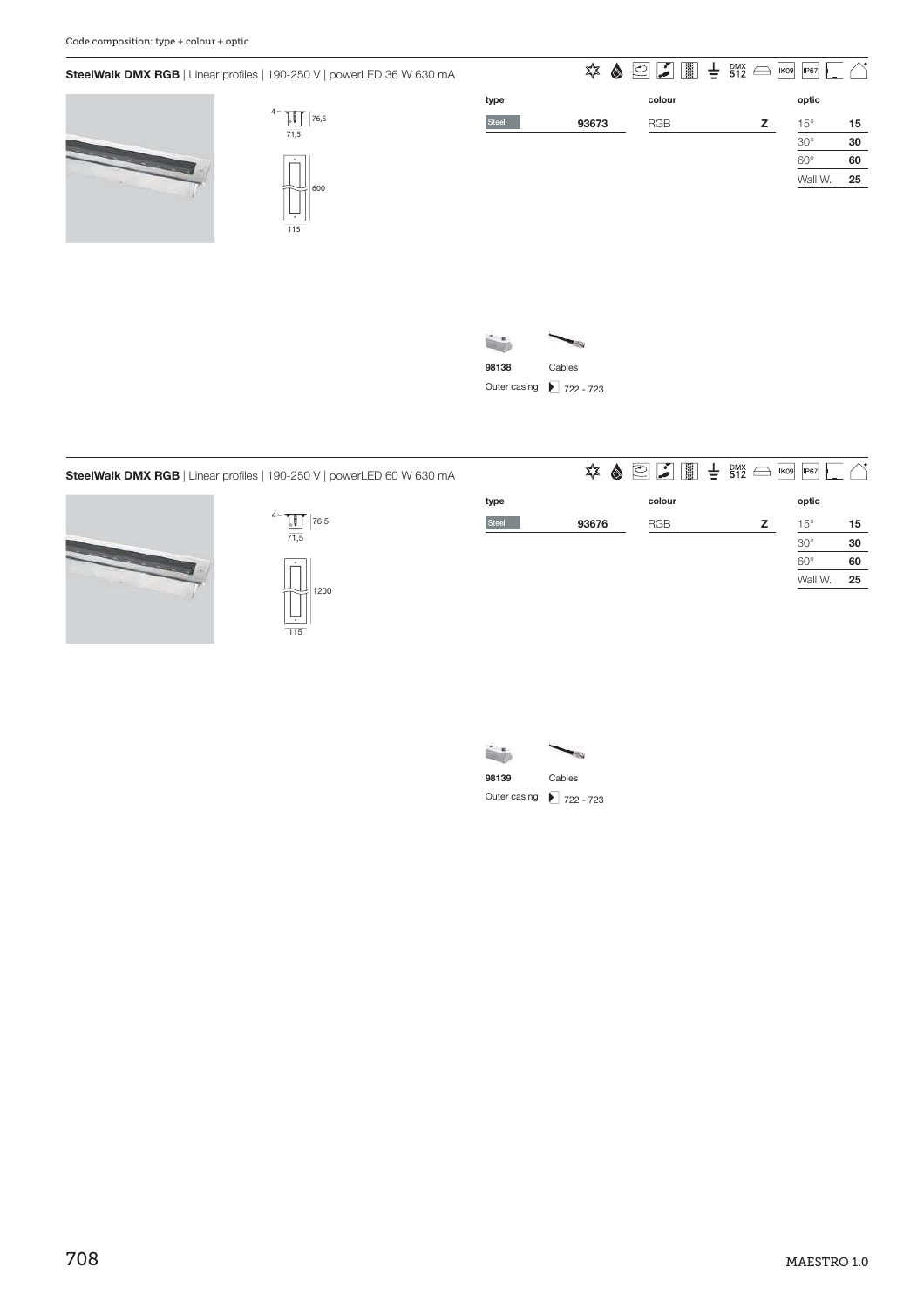Code composition: type + colour + optic

## SteelWalk DMX RGB | Linear profiles | 190-250 V | powerLED 36 W 630 mA

4 76,5 71,5 600 115

| type | | colour | | optic | |
|---|---|---|---|---|---|
| Steel | **93673** | RGB | **Z** | 15° | **15** |
| | | | | 30° | **30** |
| | | | | 60° | **60** |
| | | | | Wall W. | **25** |

**98138** Outer casing

Cables 722 - 723

## SteelWalk DMX RGB | Linear profiles | 190-250 V | powerLED 60 W 630 mA

4 76,5 71,5 1200 115

| type | | colour | | optic | |
|---|---|---|---|---|---|
| Steel | **93676** | RGB | **Z** | 15° | **15** |
| | | | | 30° | **30** |
| | | | | 60° | **60** |
| | | | | Wall W. | **25** |

**98139** Outer casing

Cables 722 - 723